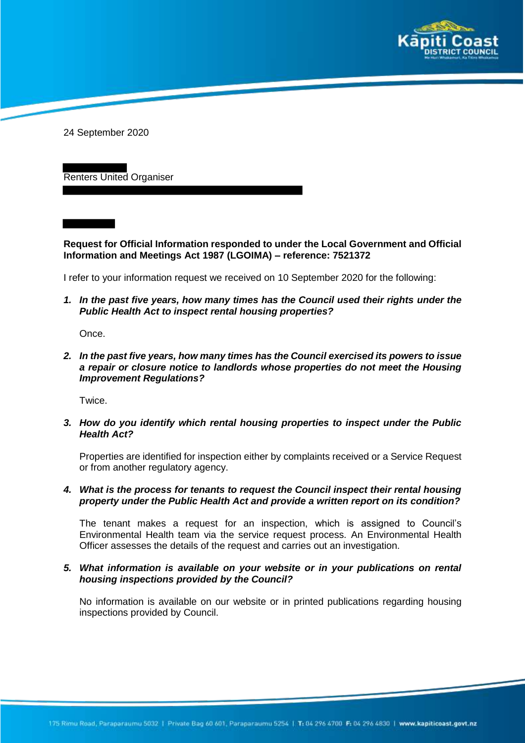24 September 2020

Renters United Organiser

**Request for Official Information responded to under the Local Government and Official Information and Meetings Act 1987 (LGOIMA) – reference: 7521372**

I refer to your information request we received on 10 September 2020 for the following:

1. ***In the past five years, how many times has the Council used their rights under the Public Health Act to inspect rental housing properties?***

   Once.

2. ***In the past five years, how many times has the Council exercised its powers to issue a repair or closure notice to landlords whose properties do not meet the Housing Improvement Regulations?***

   Twice.

3. ***How do you identify which rental housing properties to inspect under the Public Health Act?***

   Properties are identified for inspection either by complaints received or a Service Request or from another regulatory agency.

4. ***What is the process for tenants to request the Council inspect their rental housing property under the Public Health Act and provide a written report on its condition?***

   The tenant makes a request for an inspection, which is assigned to Council's Environmental Health team via the service request process. An Environmental Health Officer assesses the details of the request and carries out an investigation.

5. ***What information is available on your website or in your publications on rental housing inspections provided by the Council?***

   No information is available on our website or in printed publications regarding housing inspections provided by Council.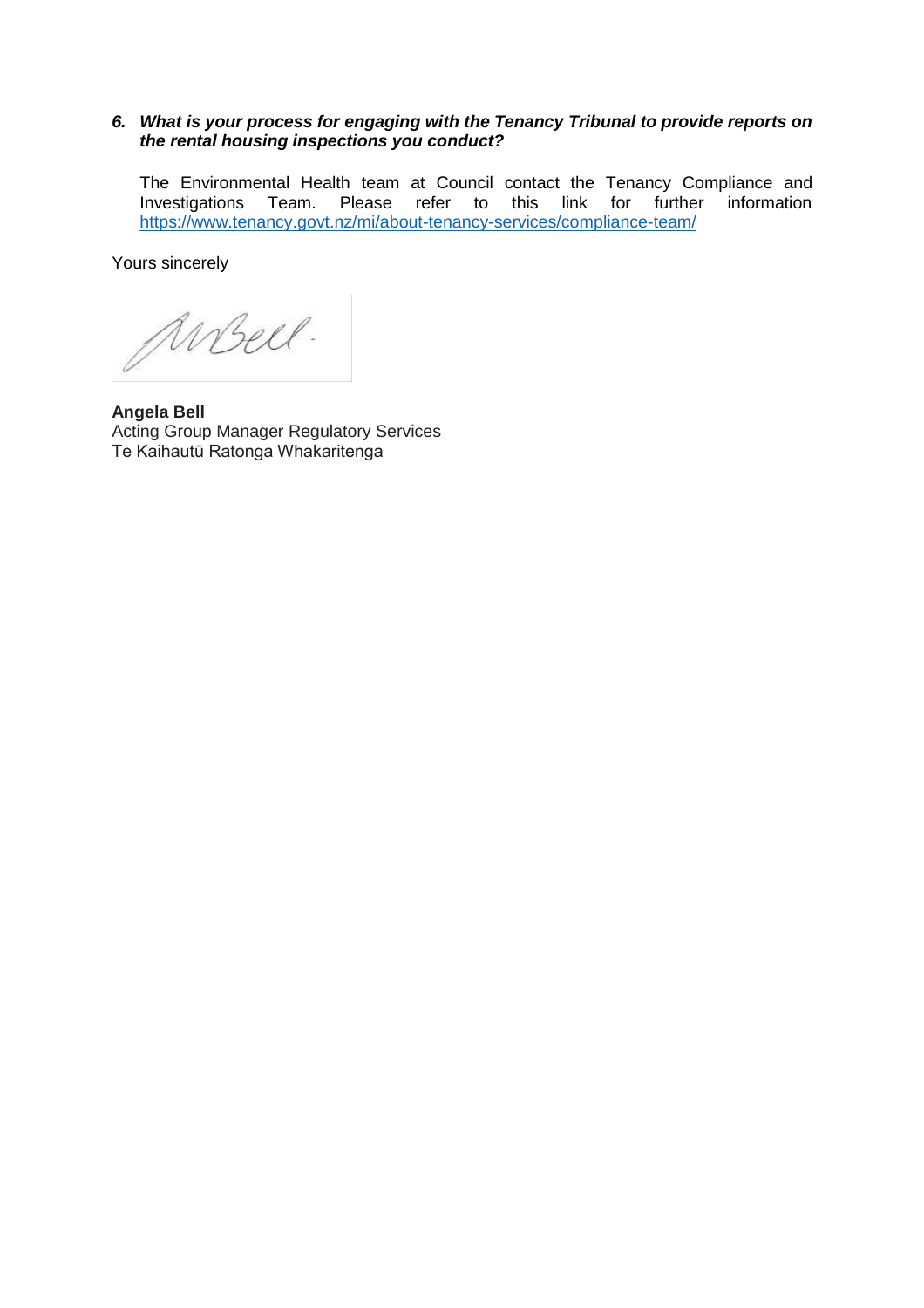6. ***What is your process for engaging with the Tenancy Tribunal to provide reports on the rental housing inspections you conduct?***

   The Environmental Health team at Council contact the Tenancy Compliance and Investigations Team. Please refer to this link for further information https://www.tenancy.govt.nz/mi/about-tenancy-services/compliance-team/

Yours sincerely

**Angela Bell**
Acting Group Manager Regulatory Services
Te Kaihautū Ratonga Whakaritenga